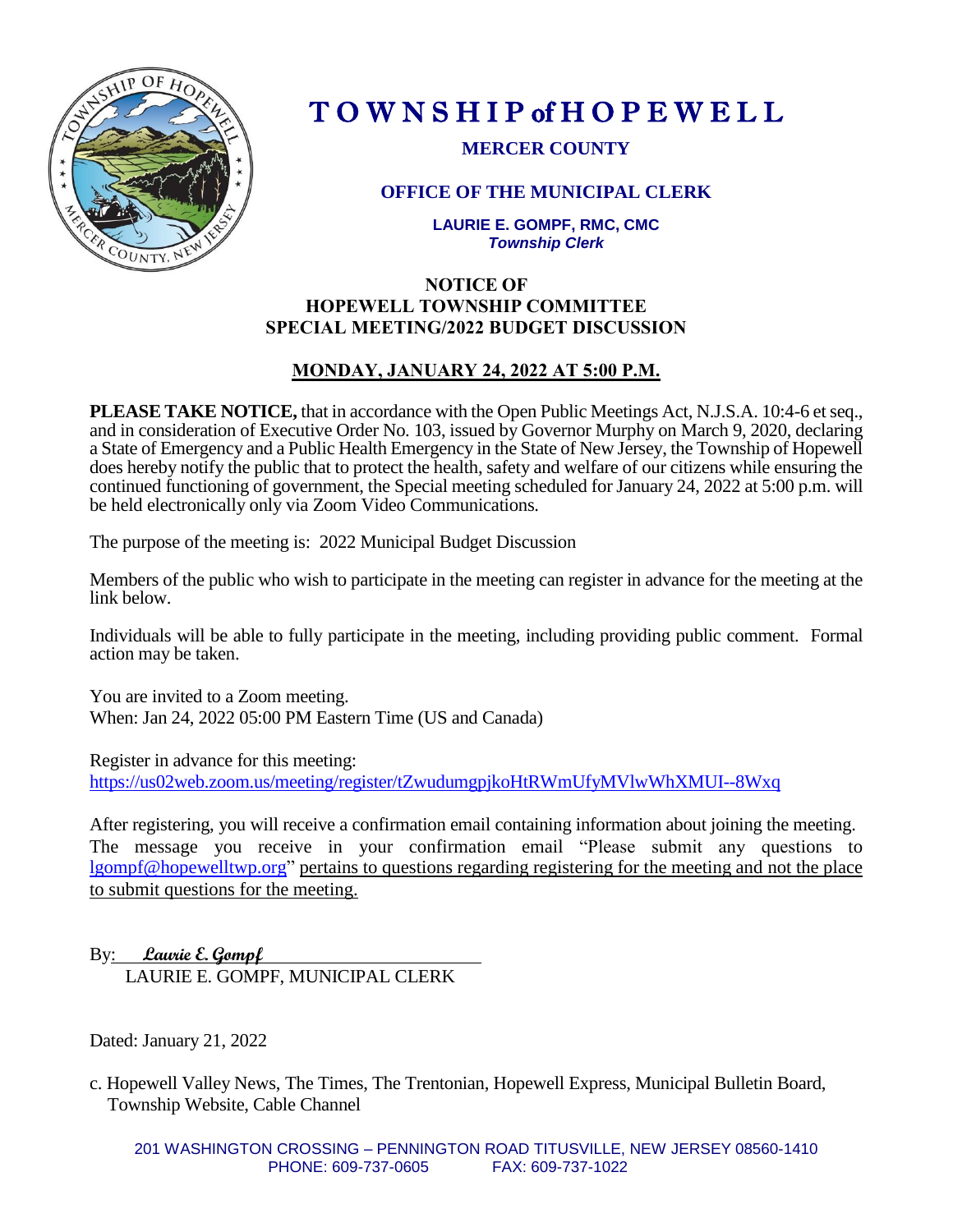# TOWNSHIP of HOPEWELL

**MERCER COUNTY**

**OFFICE OF THE MUNICIPAL CLERK**

**LAURIE E. GOMPF, RMC, CMC**
***Township Clerk***

## NOTICE OF HOPEWELL TOWNSHIP COMMITTEE SPECIAL MEETING/2022 BUDGET DISCUSSION

**MONDAY, JANUARY 24, 2022 AT 5:00 P.M.**

**PLEASE TAKE NOTICE,** that in accordance with the Open Public Meetings Act, N.J.S.A. 10:4-6 et seq., and in consideration of Executive Order No. 103, issued by Governor Murphy on March 9, 2020, declaring a State of Emergency and a Public Health Emergency in the State of New Jersey, the Township of Hopewell does hereby notify the public that to protect the health, safety and welfare of our citizens while ensuring the continued functioning of government, the Special meeting scheduled for January 24, 2022 at 5:00 p.m. will be held electronically only via Zoom Video Communications.

The purpose of the meeting is: 2022 Municipal Budget Discussion

Members of the public who wish to participate in the meeting can register in advance for the meeting at the link below.

Individuals will be able to fully participate in the meeting, including providing public comment. Formal action may be taken.

You are invited to a Zoom meeting.
When: Jan 24, 2022 05:00 PM Eastern Time (US and Canada)

Register in advance for this meeting:
https://us02web.zoom.us/meeting/register/tZwudumgpjkoHtRWmUfyMVlwWhXMUI--8Wxq

After registering, you will receive a confirmation email containing information about joining the meeting. The message you receive in your confirmation email "Please submit any questions to lgompf@hopewelltwp.org" pertains to questions regarding registering for the meeting and not the place to submit questions for the meeting.

By: *Laurie E. Gompf*
LAURIE E. GOMPF, MUNICIPAL CLERK

Dated: January 21, 2022

c. Hopewell Valley News, The Times, The Trentonian, Hopewell Express, Municipal Bulletin Board, Township Website, Cable Channel

201 WASHINGTON CROSSING – PENNINGTON ROAD TITUSVILLE, NEW JERSEY 08560-1410
PHONE: 609-737-0605 FAX: 609-737-1022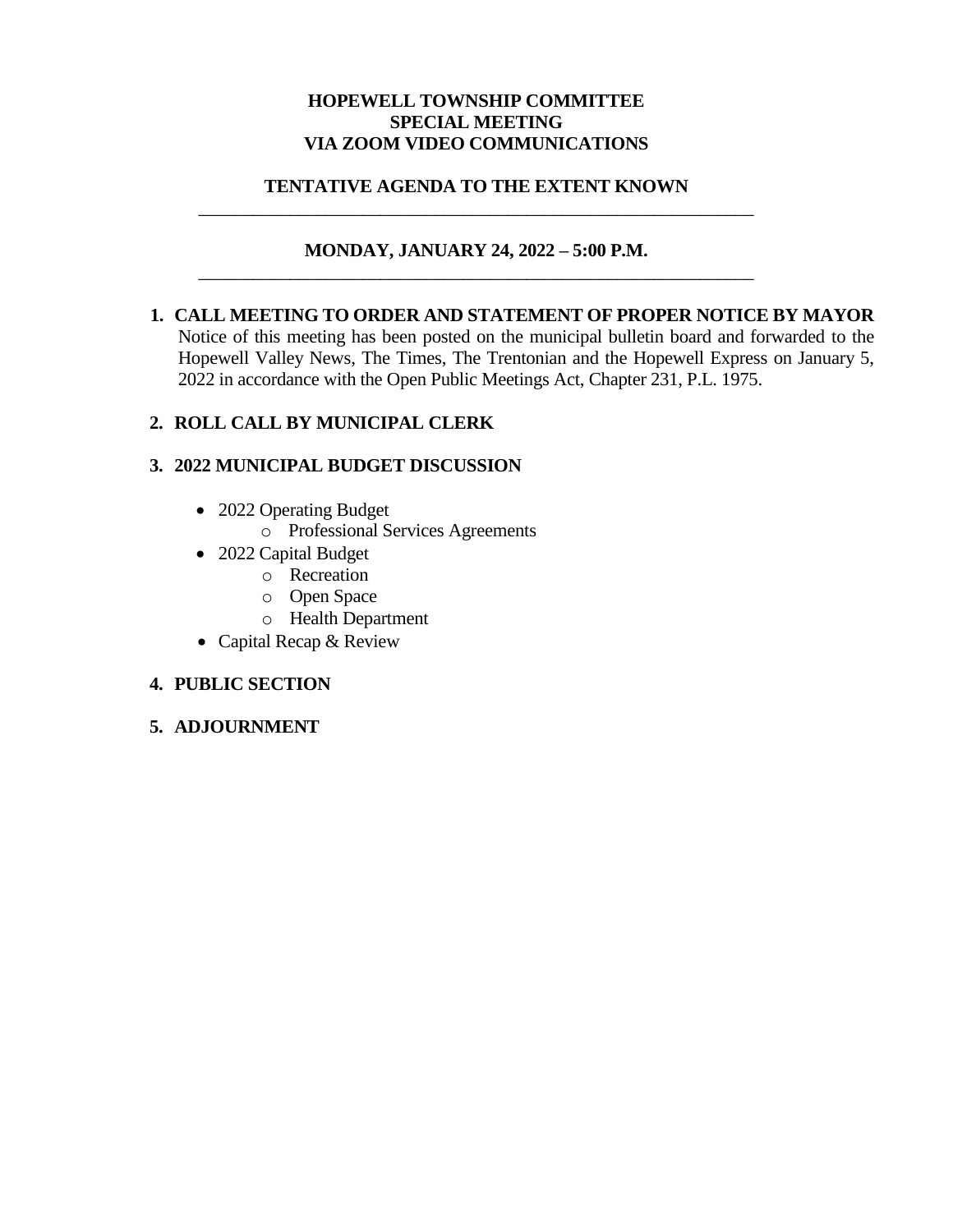**HOPEWELL TOWNSHIP COMMITTEE**
**SPECIAL MEETING**
**VIA ZOOM VIDEO COMMUNICATIONS**

**TENTATIVE AGENDA TO THE EXTENT KNOWN**

---

**MONDAY, JANUARY 24, 2022 – 5:00 P.M.**

---

1. **CALL MEETING TO ORDER AND STATEMENT OF PROPER NOTICE BY MAYOR**
   Notice of this meeting has been posted on the municipal bulletin board and forwarded to the Hopewell Valley News, The Times, The Trentonian and the Hopewell Express on January 5, 2022 in accordance with the Open Public Meetings Act, Chapter 231, P.L. 1975.

2. **ROLL CALL BY MUNICIPAL CLERK**

3. **2022 MUNICIPAL BUDGET DISCUSSION**

   - 2022 Operating Budget
     - Professional Services Agreements
   - 2022 Capital Budget
     - Recreation
     - Open Space
     - Health Department
   - Capital Recap & Review

4. **PUBLIC SECTION**

5. **ADJOURNMENT**